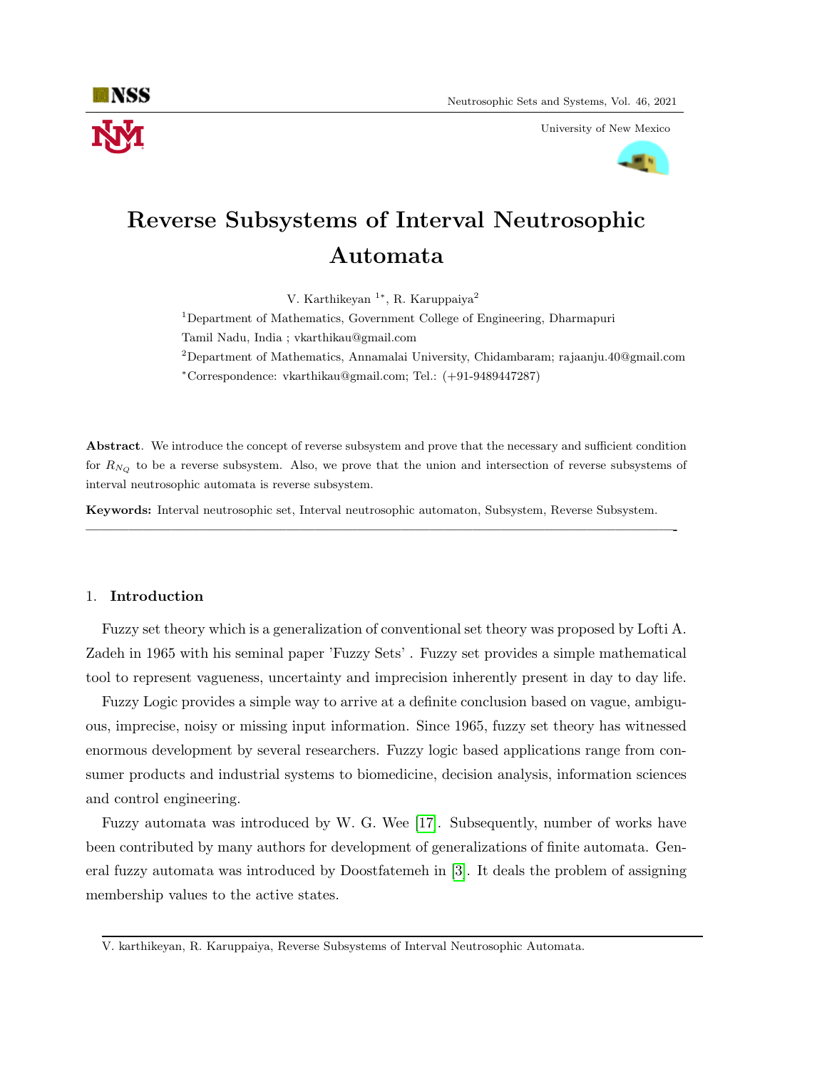# Reverse Subsystems of Interval Neutrosophic Automata

V. Karthikeyan [1*], R. Karuppaiya[2]

[1]Department of Mathematics, Government College of Engineering, Dharmapuri Tamil Nadu, India ; vkarthikau@gmail.com

[2]Department of Mathematics, Annamalai University, Chidambaram; rajaanju.40@gmail.com

*Correspondence: vkarthikau@gmail.com; Tel.: (+91-9489447287)

**Abstract**. We introduce the concept of reverse subsystem and prove that the necessary and sufficient condition for $R_{N_Q}$ to be a reverse subsystem. Also, we prove that the union and intersection of reverse subsystems of interval neutrosophic automata is reverse subsystem.

**Keywords:** Interval neutrosophic set, Interval neutrosophic automaton, Subsystem, Reverse Subsystem.

---

## 1. Introduction

Fuzzy set theory which is a generalization of conventional set theory was proposed by Lofti A. Zadeh in 1965 with his seminal paper 'Fuzzy Sets' . Fuzzy set provides a simple mathematical tool to represent vagueness, uncertainty and imprecision inherently present in day to day life.

Fuzzy Logic provides a simple way to arrive at a definite conclusion based on vague, ambiguous, imprecise, noisy or missing input information. Since 1965, fuzzy set theory has witnessed enormous development by several researchers. Fuzzy logic based applications range from consumer products and industrial systems to biomedicine, decision analysis, information sciences and control engineering.

Fuzzy automata was introduced by W. G. Wee [17]. Subsequently, number of works have been contributed by many authors for development of generalizations of finite automata. General fuzzy automata was introduced by Doostfatemeh in [3]. It deals the problem of assigning membership values to the active states.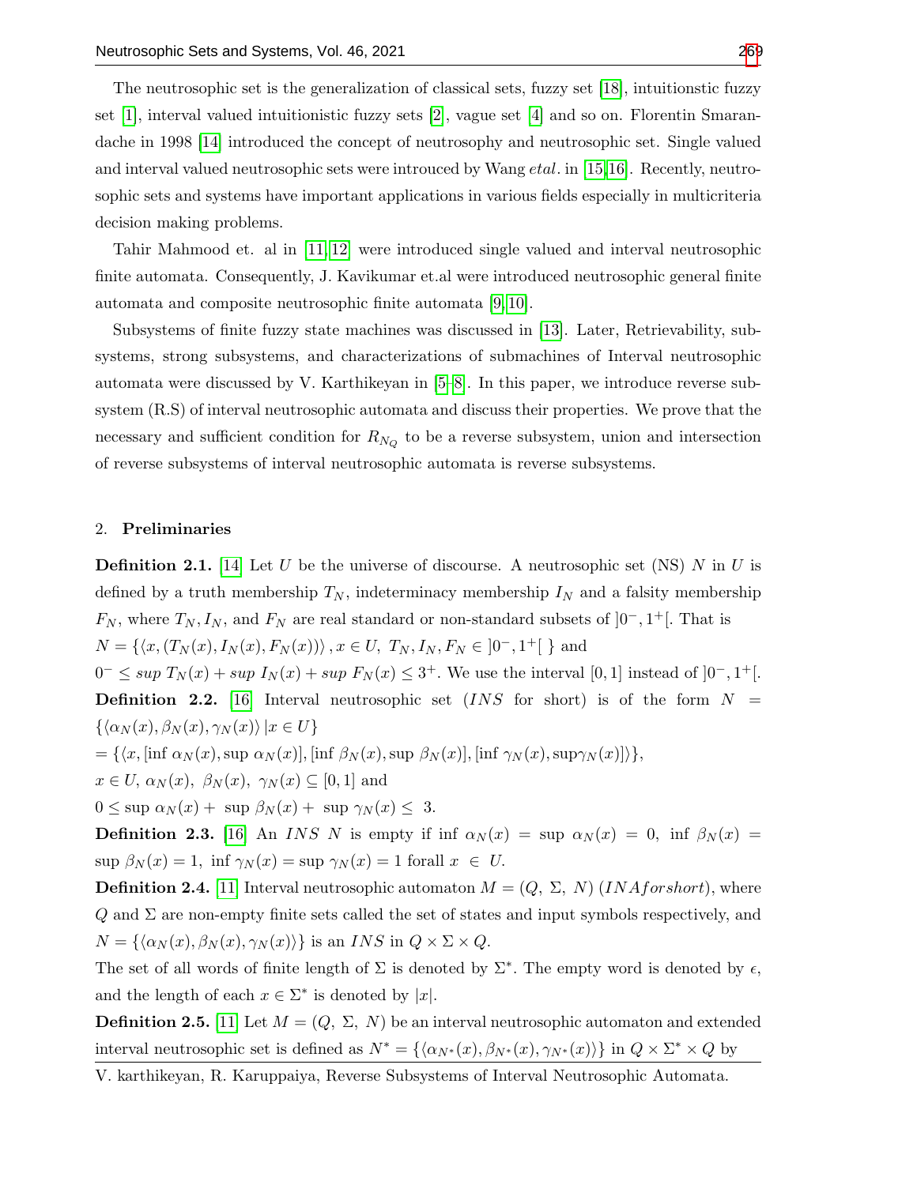The neutrosophic set is the generalization of classical sets, fuzzy set [18], intuitionstic fuzzy set [1], interval valued intuitionistic fuzzy sets [2], vague set [4] and so on. Florentin Smarandache in 1998 [14] introduced the concept of neutrosophy and neutrosophic set. Single valued and interval valued neutrosophic sets were introuced by Wang *etal*. in [15,16]. Recently, neutrosophic sets and systems have important applications in various fields especially in multicriteria decision making problems.

Tahir Mahmood et. al in [11,12] were introduced single valued and interval neutrosophic finite automata. Consequently, J. Kavikumar et.al were introduced neutrosophic general finite automata and composite neutrosophic finite automata [9,10].

Subsystems of finite fuzzy state machines was discussed in [13]. Later, Retrievability, subsystems, strong subsystems, and characterizations of submachines of Interval neutrosophic automata were discussed by V. Karthikeyan in [5–8]. In this paper, we introduce reverse subsystem (R.S) of interval neutrosophic automata and discuss their properties. We prove that the necessary and sufficient condition for $R_{N_Q}$ to be a reverse subsystem, union and intersection of reverse subsystems of interval neutrosophic automata is reverse subsystems.

## 2. Preliminaries

**Definition 2.1.** [14] Let $U$ be the universe of discourse. A neutrosophic set (NS) $N$ in $U$ is defined by a truth membership $T_N$, indeterminacy membership $I_N$ and a falsity membership $F_N$, where $T_N, I_N$, and $F_N$ are real standard or non-standard subsets of $]0^-, 1^+[$. That is
$N = \{\langle x, (T_N(x), I_N(x), F_N(x))\rangle, x \in U,\ T_N, I_N, F_N \in\ ]0^-, 1^+[\ \}$ and
$0^- \leq sup\ T_N(x) + sup\ I_N(x) + sup\ F_N(x) \leq 3^+$. We use the interval $[0, 1]$ instead of $]0^-, 1^+[$.

**Definition 2.2.** [16] Interval neutrosophic set ($INS$ for short) is of the form $N = \{\langle \alpha_N(x), \beta_N(x), \gamma_N(x)\rangle \,|x \in U\}$
$= \{\langle x, [\inf\ \alpha_N(x), \sup\ \alpha_N(x)], [\inf\ \beta_N(x), \sup\ \beta_N(x)], [\inf\ \gamma_N(x), \sup \gamma_N(x)]\rangle\},$
$x \in U,\ \alpha_N(x),\ \beta_N(x),\ \gamma_N(x) \subseteq [0, 1]$ and
$0 \leq \sup\ \alpha_N(x) +\ \sup\ \beta_N(x) +\ \sup\ \gamma_N(x) \leq\ 3.$

**Definition 2.3.** [16] An $INS$ $N$ is empty if $\inf\ \alpha_N(x) = \sup\ \alpha_N(x) = 0,\ \inf\ \beta_N(x) = \sup\ \beta_N(x) = 1,\ \inf\ \gamma_N(x) = \sup\ \gamma_N(x) = 1$ forall $x\ \in\ U$.

**Definition 2.4.** [11] Interval neutrosophic automaton $M = (Q,\ \Sigma,\ N)$ ($INA forshort$), where $Q$ and $\Sigma$ are non-empty finite sets called the set of states and input symbols respectively, and $N = \{\langle \alpha_N(x), \beta_N(x), \gamma_N(x)\rangle\}$ is an $INS$ in $Q \times \Sigma \times Q$.

The set of all words of finite length of $\Sigma$ is denoted by $\Sigma^*$. The empty word is denoted by $\epsilon$, and the length of each $x \in \Sigma^*$ is denoted by $|x|$.

**Definition 2.5.** [11] Let $M = (Q,\ \Sigma,\ N)$ be an interval neutrosophic automaton and extended interval neutrosophic set is defined as $N^* = \{\langle \alpha_{N^*}(x), \beta_{N^*}(x), \gamma_{N^*}(x)\rangle\}$ in $Q \times \Sigma^* \times Q$ by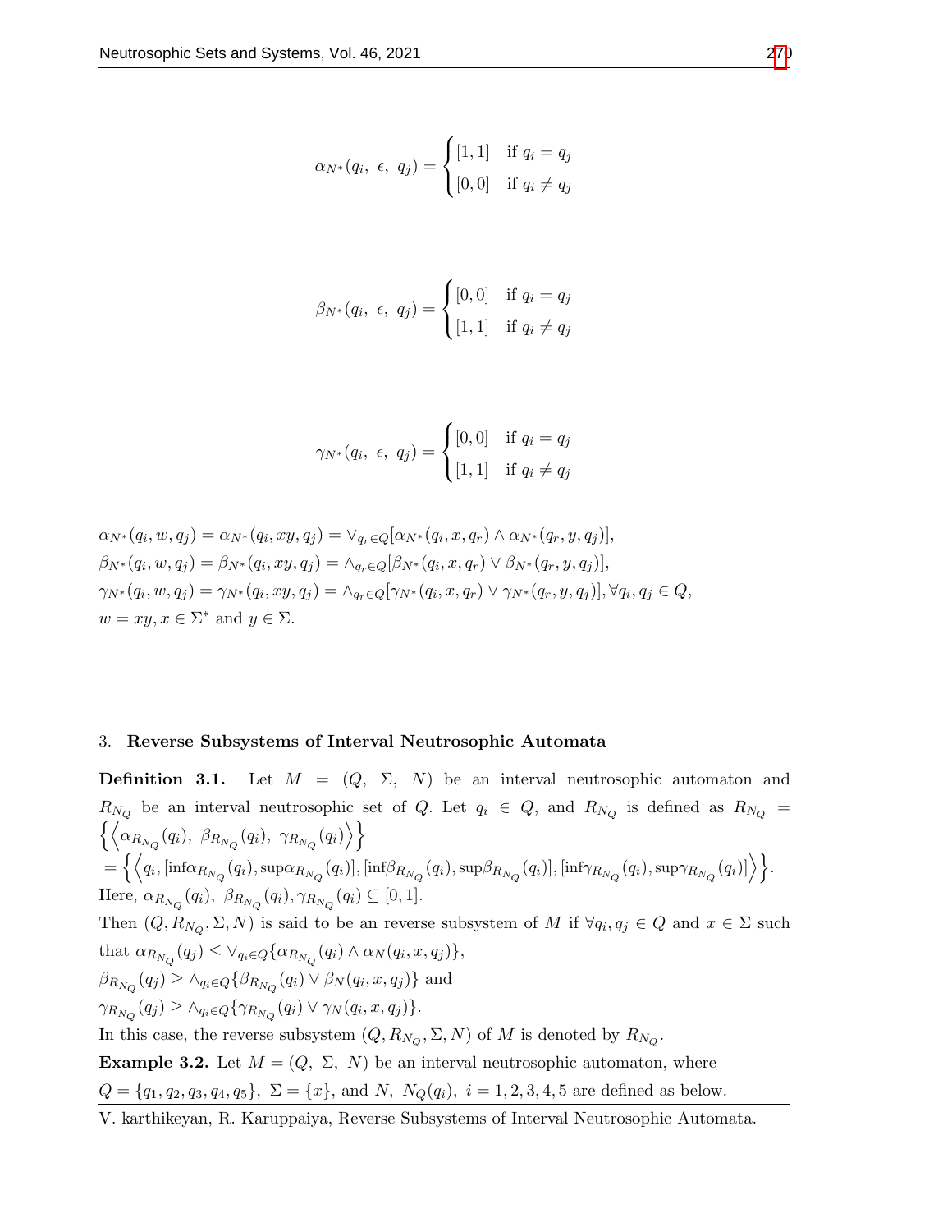$$\alpha_{N^*}(q_i,\ \epsilon,\ q_j) = \begin{cases} [1,1] & \text{if } q_i = q_j \\ [0,0] & \text{if } q_i \neq q_j \end{cases}$$

$$\beta_{N^*}(q_i,\ \epsilon,\ q_j) = \begin{cases} [0,0] & \text{if } q_i = q_j \\ [1,1] & \text{if } q_i \neq q_j \end{cases}$$

$$\gamma_{N^*}(q_i,\ \epsilon,\ q_j) = \begin{cases} [0,0] & \text{if } q_i = q_j \\ [1,1] & \text{if } q_i \neq q_j \end{cases}$$

$\alpha_{N^*}(q_i, w, q_j) = \alpha_{N^*}(q_i, xy, q_j) = \vee_{q_r \in Q}[\alpha_{N^*}(q_i, x, q_r) \wedge \alpha_{N^*}(q_r, y, q_j)]$,
$\beta_{N^*}(q_i, w, q_j) = \beta_{N^*}(q_i, xy, q_j) = \wedge_{q_r \in Q}[\beta_{N^*}(q_i, x, q_r) \vee \beta_{N^*}(q_r, y, q_j)]$,
$\gamma_{N^*}(q_i, w, q_j) = \gamma_{N^*}(q_i, xy, q_j) = \wedge_{q_r \in Q}[\gamma_{N^*}(q_i, x, q_r) \vee \gamma_{N^*}(q_r, y, q_j)], \forall q_i, q_j \in Q$,
$w = xy, x \in \Sigma^*$ and $y \in \Sigma$.

## 3. Reverse Subsystems of Interval Neutrosophic Automata

**Definition 3.1.** Let $M = (Q,\ \Sigma,\ N)$ be an interval neutrosophic automaton and $R_{N_Q}$ be an interval neutrosophic set of $Q$. Let $q_i \in Q$, and $R_{N_Q}$ is defined as $R_{N_Q} = \left\{ \left\langle \alpha_{R_{N_Q}}(q_i),\ \beta_{R_{N_Q}}(q_i),\ \gamma_{R_{N_Q}}(q_i) \right\rangle \right\}$
$= \left\{ \left\langle q_i, [\inf\alpha_{R_{N_Q}}(q_i), \sup\alpha_{R_{N_Q}}(q_i)], [\inf\beta_{R_{N_Q}}(q_i), \sup\beta_{R_{N_Q}}(q_i)], [\inf\gamma_{R_{N_Q}}(q_i), \sup\gamma_{R_{N_Q}}(q_i)] \right\rangle \right\}$.
Here, $\alpha_{R_{N_Q}}(q_i),\ \beta_{R_{N_Q}}(q_i), \gamma_{R_{N_Q}}(q_i) \subseteq [0,1]$.
Then $(Q, R_{N_Q}, \Sigma, N)$ is said to be an reverse subsystem of $M$ if $\forall q_i, q_j \in Q$ and $x \in \Sigma$ such that $\alpha_{R_{N_Q}}(q_j) \leq \vee_{q_i \in Q}\{\alpha_{R_{N_Q}}(q_i) \wedge \alpha_N(q_i, x, q_j)\}$,
$\beta_{R_{N_Q}}(q_j) \geq \wedge_{q_i \in Q}\{\beta_{R_{N_Q}}(q_i) \vee \beta_N(q_i, x, q_j)\}$ and
$\gamma_{R_{N_Q}}(q_j) \geq \wedge_{q_i \in Q}\{\gamma_{R_{N_Q}}(q_i) \vee \gamma_N(q_i, x, q_j)\}$.
In this case, the reverse subsystem $(Q, R_{N_Q}, \Sigma, N)$ of $M$ is denoted by $R_{N_Q}$.

**Example 3.2.** Let $M = (Q,\ \Sigma,\ N)$ be an interval neutrosophic automaton, where $Q = \{q_1, q_2, q_3, q_4, q_5\}$, $\Sigma = \{x\}$, and $N,\ N_Q(q_i),\ i = 1, 2, 3, 4, 5$ are defined as below.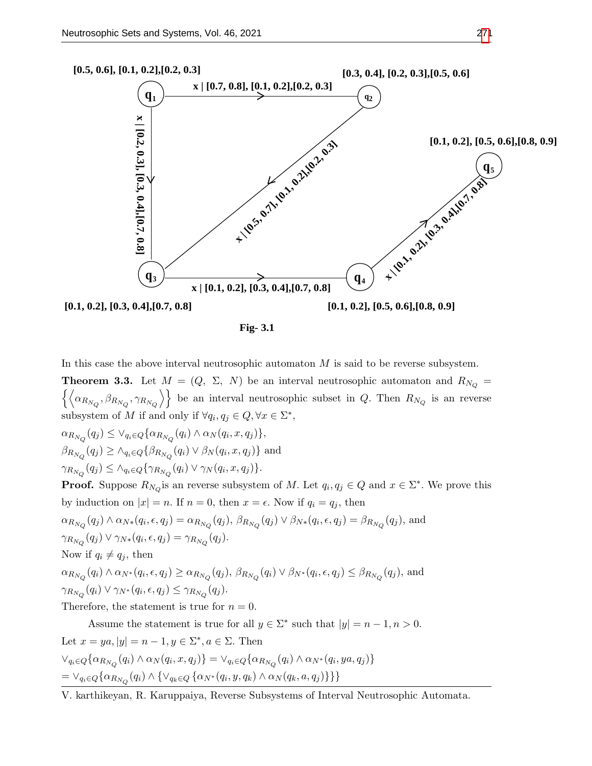Fig- 3.1

In this case the above interval neutrosophic automaton $M$ is said to be reverse subsystem.

**Theorem 3.3.** Let $M = (Q,\ \Sigma,\ N)$ be an interval neutrosophic automaton and $R_{N_Q} = \left\{\left\langle \alpha_{R_{N_Q}}, \beta_{R_{N_Q}}, \gamma_{R_{N_Q}} \right\rangle\right\}$ be an interval neutrosophic subset in $Q$. Then $R_{N_Q}$ is an reverse subsystem of $M$ if and only if $\forall q_i, q_j \in Q, \forall x \in \Sigma^*$,

$\alpha_{R_{N_Q}}(q_j) \leq \vee_{q_i \in Q}\{\alpha_{R_{N_Q}}(q_i) \wedge \alpha_N(q_i, x, q_j)\}$,

$\beta_{R_{N_Q}}(q_j) \geq \wedge_{q_i \in Q}\{\beta_{R_{N_Q}}(q_i) \vee \beta_N(q_i, x, q_j)\}$ and

$\gamma_{R_{N_Q}}(q_j) \leq \wedge_{q_i \in Q}\{\gamma_{R_{N_Q}}(q_i) \vee \gamma_N(q_i, x, q_j)\}$.

**Proof.** Suppose $R_{N_Q}$is an reverse subsystem of $M$. Let $q_i, q_j \in Q$ and $x \in \Sigma^*$. We prove this by induction on $|x| = n$. If $n = 0$, then $x = \epsilon$. Now if $q_i = q_j$, then

$\alpha_{R_{N_Q}}(q_j) \wedge \alpha_{N*}(q_i, \epsilon, q_j) = \alpha_{R_{N_Q}}(q_j)$, $\beta_{R_{N_Q}}(q_j) \vee \beta_{N*}(q_i, \epsilon, q_j) = \beta_{R_{N_Q}}(q_j)$, and

$\gamma_{R_{N_Q}}(q_j) \vee \gamma_{N*}(q_i, \epsilon, q_j) = \gamma_{R_{N_Q}}(q_j)$.

Now if $q_i \neq q_j$, then

$\alpha_{R_{N_Q}}(q_i) \wedge \alpha_{N^*}(q_i, \epsilon, q_j) \geq \alpha_{R_{N_Q}}(q_j)$, $\beta_{R_{N_Q}}(q_i) \vee \beta_{N^*}(q_i, \epsilon, q_j) \leq \beta_{R_{N_Q}}(q_j)$, and

$\gamma_{R_{N_Q}}(q_i) \vee \gamma_{N^*}(q_i, \epsilon, q_j) \leq \gamma_{R_{N_Q}}(q_j)$.

Therefore, the statement is true for $n = 0$.

Assume the statement is true for all $y \in \Sigma^*$ such that $|y| = n - 1, n > 0$.

Let $x = ya, |y| = n - 1, y \in \Sigma^*, a \in \Sigma$. Then

$\vee_{q_i \in Q}\{\alpha_{R_{N_Q}}(q_i) \wedge \alpha_N(q_i, x, q_j)\} = \vee_{q_i \in Q}\{\alpha_{R_{N_Q}}(q_i) \wedge \alpha_{N^*}(q_i, ya, q_j)\}$

$= \vee_{q_i \in Q}\{\alpha_{R_{N_Q}}(q_i) \wedge \{\vee_{q_k \in Q}\{\alpha_{N^*}(q_i, y, q_k) \wedge \alpha_N(q_k, a, q_j)\}\}\}$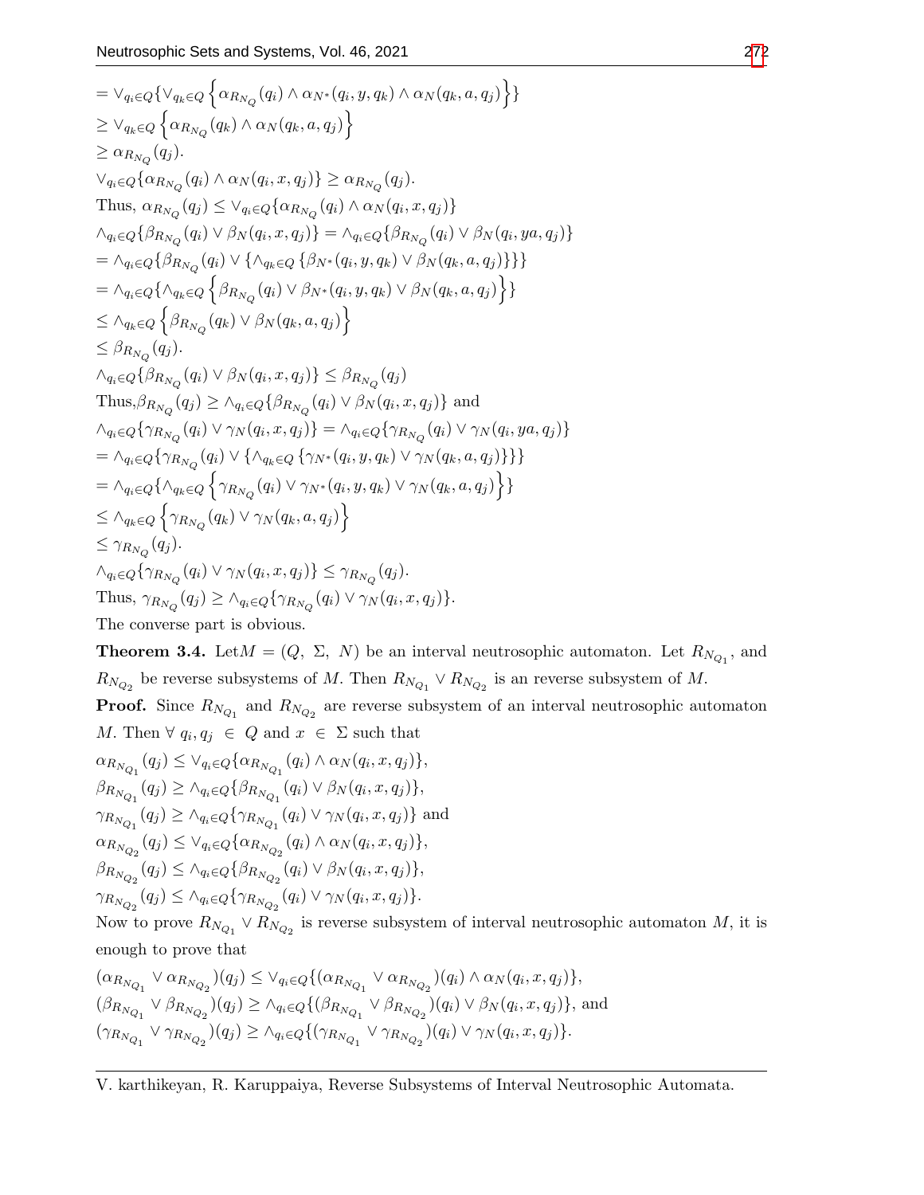$= \vee_{q_i \in Q}\{\vee_{q_k \in Q}\left\{\alpha_{R_{N_Q}}(q_i) \wedge \alpha_{N^*}(q_i, y, q_k) \wedge \alpha_N(q_k, a, q_j)\right\}\}$
$\geq \vee_{q_k \in Q}\left\{\alpha_{R_{N_Q}}(q_k) \wedge \alpha_N(q_k, a, q_j)\right\}$
$\geq \alpha_{R_{N_Q}}(q_j)$.
$\vee_{q_i \in Q}\{\alpha_{R_{N_Q}}(q_i) \wedge \alpha_N(q_i, x, q_j)\} \geq \alpha_{R_{N_Q}}(q_j)$.
Thus, $\alpha_{R_{N_Q}}(q_j) \leq \vee_{q_i \in Q}\{\alpha_{R_{N_Q}}(q_i) \wedge \alpha_N(q_i, x, q_j)\}$
$\wedge_{q_i \in Q}\{\beta_{R_{N_Q}}(q_i) \vee \beta_N(q_i, x, q_j)\} = \wedge_{q_i \in Q}\{\beta_{R_{N_Q}}(q_i) \vee \beta_N(q_i, ya, q_j)\}$
$= \wedge_{q_i \in Q}\{\beta_{R_{N_Q}}(q_i) \vee \{\wedge_{q_k \in Q}\{\beta_{N^*}(q_i, y, q_k) \vee \beta_N(q_k, a, q_j)\}\}\}$
$= \wedge_{q_i \in Q}\{\wedge_{q_k \in Q}\left\{\beta_{R_{N_Q}}(q_i) \vee \beta_{N^*}(q_i, y, q_k) \vee \beta_N(q_k, a, q_j)\right\}\}$
$\leq \wedge_{q_k \in Q}\left\{\beta_{R_{N_Q}}(q_k) \vee \beta_N(q_k, a, q_j)\right\}$
$\leq \beta_{R_{N_Q}}(q_j)$.
$\wedge_{q_i \in Q}\{\beta_{R_{N_Q}}(q_i) \vee \beta_N(q_i, x, q_j)\} \leq \beta_{R_{N_Q}}(q_j)$
Thus,$\beta_{R_{N_Q}}(q_j) \geq \wedge_{q_i \in Q}\{\beta_{R_{N_Q}}(q_i) \vee \beta_N(q_i, x, q_j)\}$ and
$\wedge_{q_i \in Q}\{\gamma_{R_{N_Q}}(q_i) \vee \gamma_N(q_i, x, q_j)\} = \wedge_{q_i \in Q}\{\gamma_{R_{N_Q}}(q_i) \vee \gamma_N(q_i, ya, q_j)\}$
$= \wedge_{q_i \in Q}\{\gamma_{R_{N_Q}}(q_i) \vee \{\wedge_{q_k \in Q}\{\gamma_{N^*}(q_i, y, q_k) \vee \gamma_N(q_k, a, q_j)\}\}\}$
$= \wedge_{q_i \in Q}\{\wedge_{q_k \in Q}\left\{\gamma_{R_{N_Q}}(q_i) \vee \gamma_{N^*}(q_i, y, q_k) \vee \gamma_N(q_k, a, q_j)\right\}\}$
$\leq \wedge_{q_k \in Q}\left\{\gamma_{R_{N_Q}}(q_k) \vee \gamma_N(q_k, a, q_j)\right\}$
$\leq \gamma_{R_{N_Q}}(q_j)$.
$\wedge_{q_i \in Q}\{\gamma_{R_{N_Q}}(q_i) \vee \gamma_N(q_i, x, q_j)\} \leq \gamma_{R_{N_Q}}(q_j)$.
Thus, $\gamma_{R_{N_Q}}(q_j) \geq \wedge_{q_i \in Q}\{\gamma_{R_{N_Q}}(q_i) \vee \gamma_N(q_i, x, q_j)\}$.
The converse part is obvious.

**Theorem 3.4.** Let$M = (Q,\ \Sigma,\ N)$ be an interval neutrosophic automaton. Let $R_{N_{Q_1}}$, and $R_{N_{Q_2}}$ be reverse subsystems of $M$. Then $R_{N_{Q_1}} \vee R_{N_{Q_2}}$ is an reverse subsystem of $M$.

**Proof.** Since $R_{N_{Q_1}}$ and $R_{N_{Q_2}}$ are reverse subsystem of an interval neutrosophic automaton $M$. Then $\forall\ q_i, q_j\ \in\ Q$ and $x\ \in\ \Sigma$ such that
$\alpha_{R_{N_{Q_1}}}(q_j) \leq \vee_{q_i \in Q}\{\alpha_{R_{N_{Q_1}}}(q_i) \wedge \alpha_N(q_i, x, q_j)\}$,
$\beta_{R_{N_{Q_1}}}(q_j) \geq \wedge_{q_i \in Q}\{\beta_{R_{N_{Q_1}}}(q_i) \vee \beta_N(q_i, x, q_j)\}$,
$\gamma_{R_{N_{Q_1}}}(q_j) \geq \wedge_{q_i \in Q}\{\gamma_{R_{N_{Q_1}}}(q_i) \vee \gamma_N(q_i, x, q_j)\}$ and
$\alpha_{R_{N_{Q_2}}}(q_j) \leq \vee_{q_i \in Q}\{\alpha_{R_{N_{Q_2}}}(q_i) \wedge \alpha_N(q_i, x, q_j)\}$,
$\beta_{R_{N_{Q_2}}}(q_j) \leq \wedge_{q_i \in Q}\{\beta_{R_{N_{Q_2}}}(q_i) \vee \beta_N(q_i, x, q_j)\}$,
$\gamma_{R_{N_{Q_2}}}(q_j) \leq \wedge_{q_i \in Q}\{\gamma_{R_{N_{Q_2}}}(q_i) \vee \gamma_N(q_i, x, q_j)\}$.
Now to prove $R_{N_{Q_1}} \vee R_{N_{Q_2}}$ is reverse subsystem of interval neutrosophic automaton $M$, it is enough to prove that
$(\alpha_{R_{N_{Q_1}}} \vee \alpha_{R_{N_{Q_2}}})(q_j) \leq \vee_{q_i \in Q}\{(\alpha_{R_{N_{Q_1}}} \vee \alpha_{R_{N_{Q_2}}})(q_i) \wedge \alpha_N(q_i, x, q_j)\}$,
$(\beta_{R_{N_{Q_1}}} \vee \beta_{R_{N_{Q_2}}})(q_j) \geq \wedge_{q_i \in Q}\{(\beta_{R_{N_{Q_1}}} \vee \beta_{R_{N_{Q_2}}})(q_i) \vee \beta_N(q_i, x, q_j)\}$, and
$(\gamma_{R_{N_{Q_1}}} \vee \gamma_{R_{N_{Q_2}}})(q_j) \geq \wedge_{q_i \in Q}\{(\gamma_{R_{N_{Q_1}}} \vee \gamma_{R_{N_{Q_2}}})(q_i) \vee \gamma_N(q_i, x, q_j)\}$.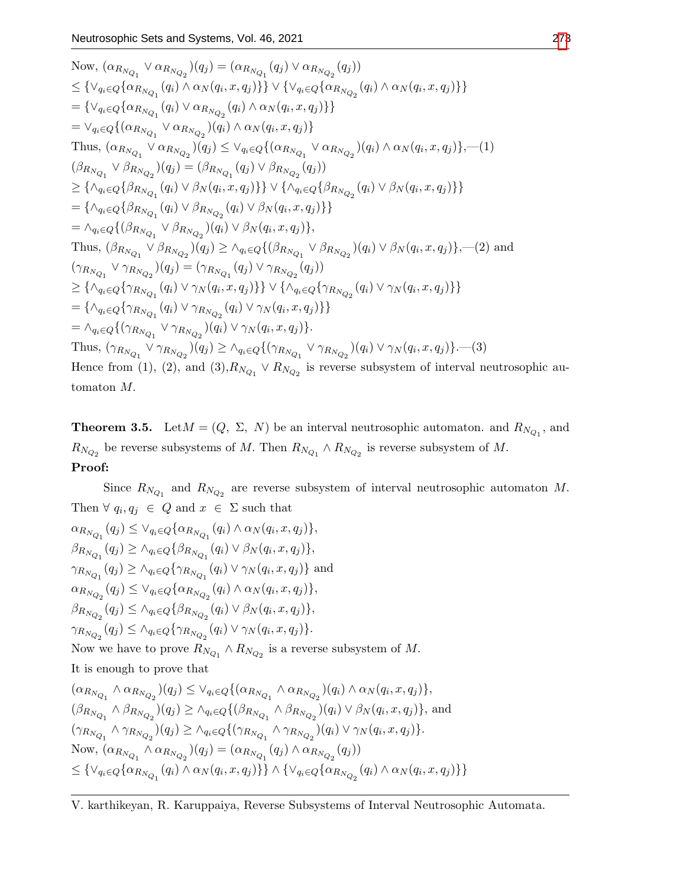Now, $(\alpha_{R_{N_{Q_1}}} \vee \alpha_{R_{N_{Q_2}}})(q_j) = (\alpha_{R_{N_{Q_1}}}(q_j) \vee \alpha_{R_{N_{Q_2}}}(q_j))$
$\leq \{\vee_{q_i \in Q}\{\alpha_{R_{N_{Q_1}}}(q_i) \wedge \alpha_N(q_i, x, q_j)\}\} \vee \{\vee_{q_i \in Q}\{\alpha_{R_{N_{Q_2}}}(q_i) \wedge \alpha_N(q_i, x, q_j)\}\}$
$= \{\vee_{q_i \in Q}\{\alpha_{R_{N_{Q_1}}}(q_i) \vee \alpha_{R_{N_{Q_2}}}(q_i) \wedge \alpha_N(q_i, x, q_j)\}\}$
$= \vee_{q_i \in Q}\{(\alpha_{R_{N_{Q_1}}} \vee \alpha_{R_{N_{Q_2}}})(q_i) \wedge \alpha_N(q_i, x, q_j)\}$
Thus, $(\alpha_{R_{N_{Q_1}}} \vee \alpha_{R_{N_{Q_2}}})(q_j) \leq \vee_{q_i \in Q}\{(\alpha_{R_{N_{Q_1}}} \vee \alpha_{R_{N_{Q_2}}})(q_i) \wedge \alpha_N(q_i, x, q_j)\}$,—(1)
$(\beta_{R_{N_{Q_1}}} \vee \beta_{R_{N_{Q_2}}})(q_j) = (\beta_{R_{N_{Q_1}}}(q_j) \vee \beta_{R_{N_{Q_2}}}(q_j))$
$\geq \{\wedge_{q_i \in Q}\{\beta_{R_{N_{Q_1}}}(q_i) \vee \beta_N(q_i, x, q_j)\}\} \vee \{\wedge_{q_i \in Q}\{\beta_{R_{N_{Q_2}}}(q_i) \vee \beta_N(q_i, x, q_j)\}\}$
$= \{\wedge_{q_i \in Q}\{\beta_{R_{N_{Q_1}}}(q_i) \vee \beta_{R_{N_{Q_2}}}(q_i) \vee \beta_N(q_i, x, q_j)\}\}$
$= \wedge_{q_i \in Q}\{(\beta_{R_{N_{Q_1}}} \vee \beta_{R_{N_{Q_2}}})(q_i) \vee \beta_N(q_i, x, q_j)\}$,
Thus, $(\beta_{R_{N_{Q_1}}} \vee \beta_{R_{N_{Q_2}}})(q_j) \geq \wedge_{q_i \in Q}\{(\beta_{R_{N_{Q_1}}} \vee \beta_{R_{N_{Q_2}}})(q_i) \vee \beta_N(q_i, x, q_j)\}$,—(2) and
$(\gamma_{R_{N_{Q_1}}} \vee \gamma_{R_{N_{Q_2}}})(q_j) = (\gamma_{R_{N_{Q_1}}}(q_j) \vee \gamma_{R_{N_{Q_2}}}(q_j))$
$\geq \{\wedge_{q_i \in Q}\{\gamma_{R_{N_{Q_1}}}(q_i) \vee \gamma_N(q_i, x, q_j)\}\} \vee \{\wedge_{q_i \in Q}\{\gamma_{R_{N_{Q_2}}}(q_i) \vee \gamma_N(q_i, x, q_j)\}\}$
$= \{\wedge_{q_i \in Q}\{\gamma_{R_{N_{Q_1}}}(q_i) \vee \gamma_{R_{N_{Q_2}}}(q_i) \vee \gamma_N(q_i, x, q_j)\}\}$
$= \wedge_{q_i \in Q}\{(\gamma_{R_{N_{Q_1}}} \vee \gamma_{R_{N_{Q_2}}})(q_i) \vee \gamma_N(q_i, x, q_j)\}$.
Thus, $(\gamma_{R_{N_{Q_1}}} \vee \gamma_{R_{N_{Q_2}}})(q_j) \geq \wedge_{q_i \in Q}\{(\gamma_{R_{N_{Q_1}}} \vee \gamma_{R_{N_{Q_2}}})(q_i) \vee \gamma_N(q_i, x, q_j)\}$.—(3)
Hence from (1), (2), and (3),$R_{N_{Q_1}} \vee R_{N_{Q_2}}$ is reverse subsystem of interval neutrosophic automaton $M$.

**Theorem 3.5.** Let$M = (Q,\ \Sigma,\ N)$ be an interval neutrosophic automaton. and $R_{N_{Q_1}}$, and $R_{N_{Q_2}}$ be reverse subsystems of $M$. Then $R_{N_{Q_1}} \wedge R_{N_{Q_2}}$ is reverse subsystem of $M$.

**Proof:**

Since $R_{N_{Q_1}}$ and $R_{N_{Q_2}}$ are reverse subsystem of interval neutrosophic automaton $M$. Then $\forall\ q_i, q_j\ \in\ Q$ and $x\ \in\ \Sigma$ such that
$\alpha_{R_{N_{Q_1}}}(q_j) \leq \vee_{q_i \in Q}\{\alpha_{R_{N_{Q_1}}}(q_i) \wedge \alpha_N(q_i, x, q_j)\}$,
$\beta_{R_{N_{Q_1}}}(q_j) \geq \wedge_{q_i \in Q}\{\beta_{R_{N_{Q_1}}}(q_i) \vee \beta_N(q_i, x, q_j)\}$,
$\gamma_{R_{N_{Q_1}}}(q_j) \geq \wedge_{q_i \in Q}\{\gamma_{R_{N_{Q_1}}}(q_i) \vee \gamma_N(q_i, x, q_j)\}$ and
$\alpha_{R_{N_{Q_2}}}(q_j) \leq \vee_{q_i \in Q}\{\alpha_{R_{N_{Q_2}}}(q_i) \wedge \alpha_N(q_i, x, q_j)\}$,
$\beta_{R_{N_{Q_2}}}(q_j) \leq \wedge_{q_i \in Q}\{\beta_{R_{N_{Q_2}}}(q_i) \vee \beta_N(q_i, x, q_j)\}$,
$\gamma_{R_{N_{Q_2}}}(q_j) \leq \wedge_{q_i \in Q}\{\gamma_{R_{N_{Q_2}}}(q_i) \vee \gamma_N(q_i, x, q_j)\}$.
Now we have to prove $R_{N_{Q_1}} \wedge R_{N_{Q_2}}$ is a reverse subsystem of $M$.
It is enough to prove that
$(\alpha_{R_{N_{Q_1}}} \wedge \alpha_{R_{N_{Q_2}}})(q_j) \leq \vee_{q_i \in Q}\{(\alpha_{R_{N_{Q_1}}} \wedge \alpha_{R_{N_{Q_2}}})(q_i) \wedge \alpha_N(q_i, x, q_j)\}$,
$(\beta_{R_{N_{Q_1}}} \wedge \beta_{R_{N_{Q_2}}})(q_j) \geq \wedge_{q_i \in Q}\{(\beta_{R_{N_{Q_1}}} \wedge \beta_{R_{N_{Q_2}}})(q_i) \vee \beta_N(q_i, x, q_j)\}$, and
$(\gamma_{R_{N_{Q_1}}} \wedge \gamma_{R_{N_{Q_2}}})(q_j) \geq \wedge_{q_i \in Q}\{(\gamma_{R_{N_{Q_1}}} \wedge \gamma_{R_{N_{Q_2}}})(q_i) \vee \gamma_N(q_i, x, q_j)\}$.
Now, $(\alpha_{R_{N_{Q_1}}} \wedge \alpha_{R_{N_{Q_2}}})(q_j) = (\alpha_{R_{N_{Q_1}}}(q_j) \wedge \alpha_{R_{N_{Q_2}}}(q_j))$
$\leq \{\vee_{q_i \in Q}\{\alpha_{R_{N_{Q_1}}}(q_i) \wedge \alpha_N(q_i, x, q_j)\}\} \wedge \{\vee_{q_i \in Q}\{\alpha_{R_{N_{Q_2}}}(q_i) \wedge \alpha_N(q_i, x, q_j)\}\}$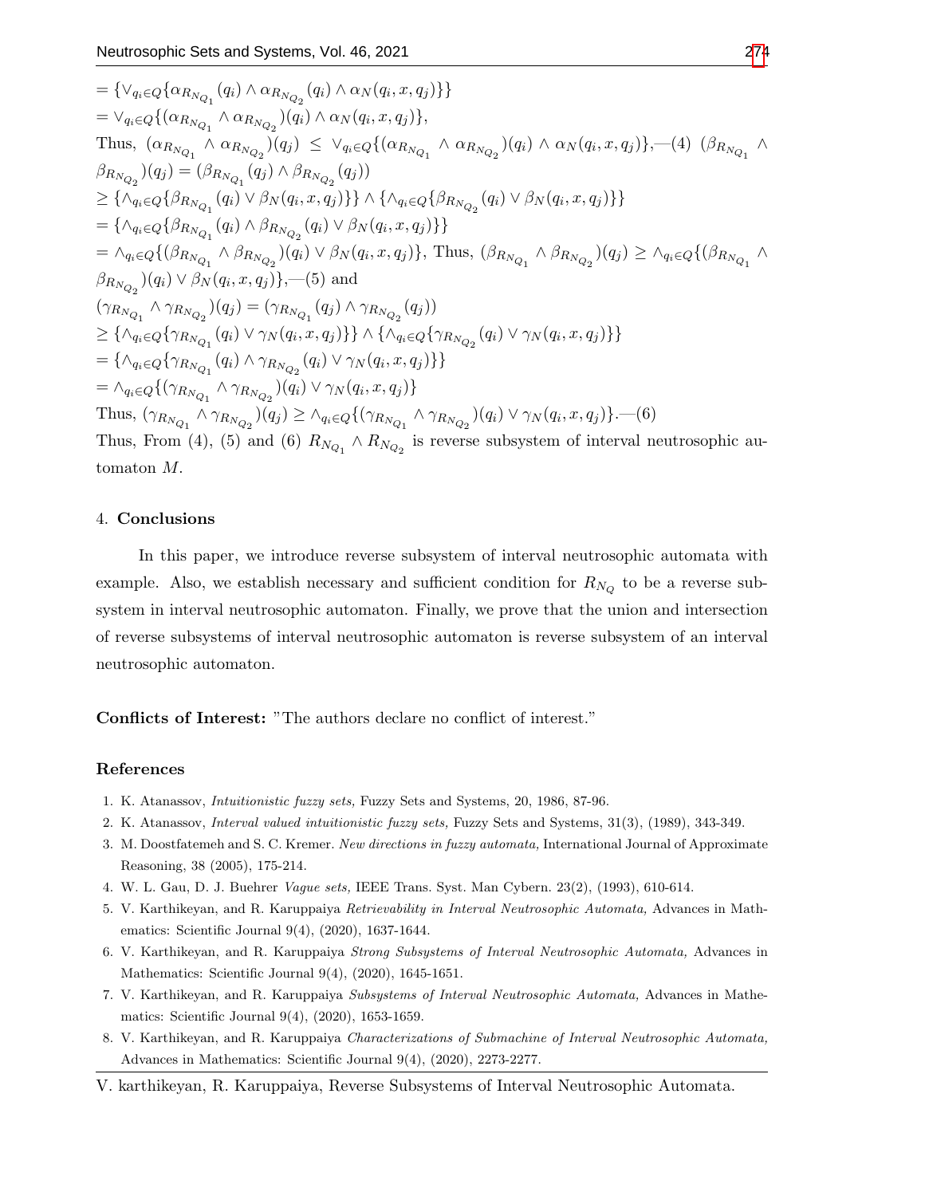$= \{\vee_{q_i \in Q}\{\alpha_{R_{N_{Q_1}}}(q_i) \wedge \alpha_{R_{N_{Q_2}}}(q_i) \wedge \alpha_N(q_i, x, q_j)\}\}$

$= \vee_{q_i \in Q}\{(\alpha_{R_{N_{Q_1}}} \wedge \alpha_{R_{N_{Q_2}}})(q_i) \wedge \alpha_N(q_i, x, q_j)\}$,

Thus, $(\alpha_{R_{N_{Q_1}}} \wedge \alpha_{R_{N_{Q_2}}})(q_j) \leq \vee_{q_i \in Q}\{(\alpha_{R_{N_{Q_1}}} \wedge \alpha_{R_{N_{Q_2}}})(q_i) \wedge \alpha_N(q_i, x, q_j)\}$,—(4) $(\beta_{R_{N_{Q_1}}} \wedge \beta_{R_{N_{Q_2}}})(q_j) = (\beta_{R_{N_{Q_1}}}(q_j) \wedge \beta_{R_{N_{Q_2}}}(q_j))$

$\geq \{\wedge_{q_i \in Q}\{\beta_{R_{N_{Q_1}}}(q_i) \vee \beta_N(q_i, x, q_j)\}\} \wedge \{\wedge_{q_i \in Q}\{\beta_{R_{N_{Q_2}}}(q_i) \vee \beta_N(q_i, x, q_j)\}\}$

$= \{\wedge_{q_i \in Q}\{\beta_{R_{N_{Q_1}}}(q_i) \wedge \beta_{R_{N_{Q_2}}}(q_i) \vee \beta_N(q_i, x, q_j)\}\}$

$= \wedge_{q_i \in Q}\{(\beta_{R_{N_{Q_1}}} \wedge \beta_{R_{N_{Q_2}}})(q_i) \vee \beta_N(q_i, x, q_j)\}$, Thus, $(\beta_{R_{N_{Q_1}}} \wedge \beta_{R_{N_{Q_2}}})(q_j) \geq \wedge_{q_i \in Q}\{(\beta_{R_{N_{Q_1}}} \wedge \beta_{R_{N_{Q_2}}})(q_i) \vee \beta_N(q_i, x, q_j)\}$,—(5) and

$(\gamma_{R_{N_{Q_1}}} \wedge \gamma_{R_{N_{Q_2}}})(q_j) = (\gamma_{R_{N_{Q_1}}}(q_j) \wedge \gamma_{R_{N_{Q_2}}}(q_j))$

$\geq \{\wedge_{q_i \in Q}\{\gamma_{R_{N_{Q_1}}}(q_i) \vee \gamma_N(q_i, x, q_j)\}\} \wedge \{\wedge_{q_i \in Q}\{\gamma_{R_{N_{Q_2}}}(q_i) \vee \gamma_N(q_i, x, q_j)\}\}$

$= \{\wedge_{q_i \in Q}\{\gamma_{R_{N_{Q_1}}}(q_i) \wedge \gamma_{R_{N_{Q_2}}}(q_i) \vee \gamma_N(q_i, x, q_j)\}\}$

$= \wedge_{q_i \in Q}\{(\gamma_{R_{N_{Q_1}}} \wedge \gamma_{R_{N_{Q_2}}})(q_i) \vee \gamma_N(q_i, x, q_j)\}$

Thus, $(\gamma_{R_{N_{Q_1}}} \wedge \gamma_{R_{N_{Q_2}}})(q_j) \geq \wedge_{q_i \in Q}\{(\gamma_{R_{N_{Q_1}}} \wedge \gamma_{R_{N_{Q_2}}})(q_i) \vee \gamma_N(q_i, x, q_j)\}$.—(6)

Thus, From (4), (5) and (6) $R_{N_{Q_1}} \wedge R_{N_{Q_2}}$ is reverse subsystem of interval neutrosophic automaton $M$.

## 4. Conclusions

In this paper, we introduce reverse subsystem of interval neutrosophic automata with example. Also, we establish necessary and sufficient condition for $R_{N_Q}$ to be a reverse subsystem in interval neutrosophic automaton. Finally, we prove that the union and intersection of reverse subsystems of interval neutrosophic automaton is reverse subsystem of an interval neutrosophic automaton.

**Conflicts of Interest:** "The authors declare no conflict of interest."

## References

1. K. Atanassov, *Intuitionistic fuzzy sets,* Fuzzy Sets and Systems, 20, 1986, 87-96.
2. K. Atanassov, *Interval valued intuitionistic fuzzy sets,* Fuzzy Sets and Systems, 31(3), (1989), 343-349.
3. M. Doostfatemeh and S. C. Kremer. *New directions in fuzzy automata,* International Journal of Approximate Reasoning, 38 (2005), 175-214.
4. W. L. Gau, D. J. Buehrer *Vague sets,* IEEE Trans. Syst. Man Cybern. 23(2), (1993), 610-614.
5. V. Karthikeyan, and R. Karuppaiya *Retrievability in Interval Neutrosophic Automata,* Advances in Mathematics: Scientific Journal 9(4), (2020), 1637-1644.
6. V. Karthikeyan, and R. Karuppaiya *Strong Subsystems of Interval Neutrosophic Automata,* Advances in Mathematics: Scientific Journal 9(4), (2020), 1645-1651.
7. V. Karthikeyan, and R. Karuppaiya *Subsystems of Interval Neutrosophic Automata,* Advances in Mathematics: Scientific Journal 9(4), (2020), 1653-1659.
8. V. Karthikeyan, and R. Karuppaiya *Characterizations of Submachine of Interval Neutrosophic Automata,* Advances in Mathematics: Scientific Journal 9(4), (2020), 2273-2277.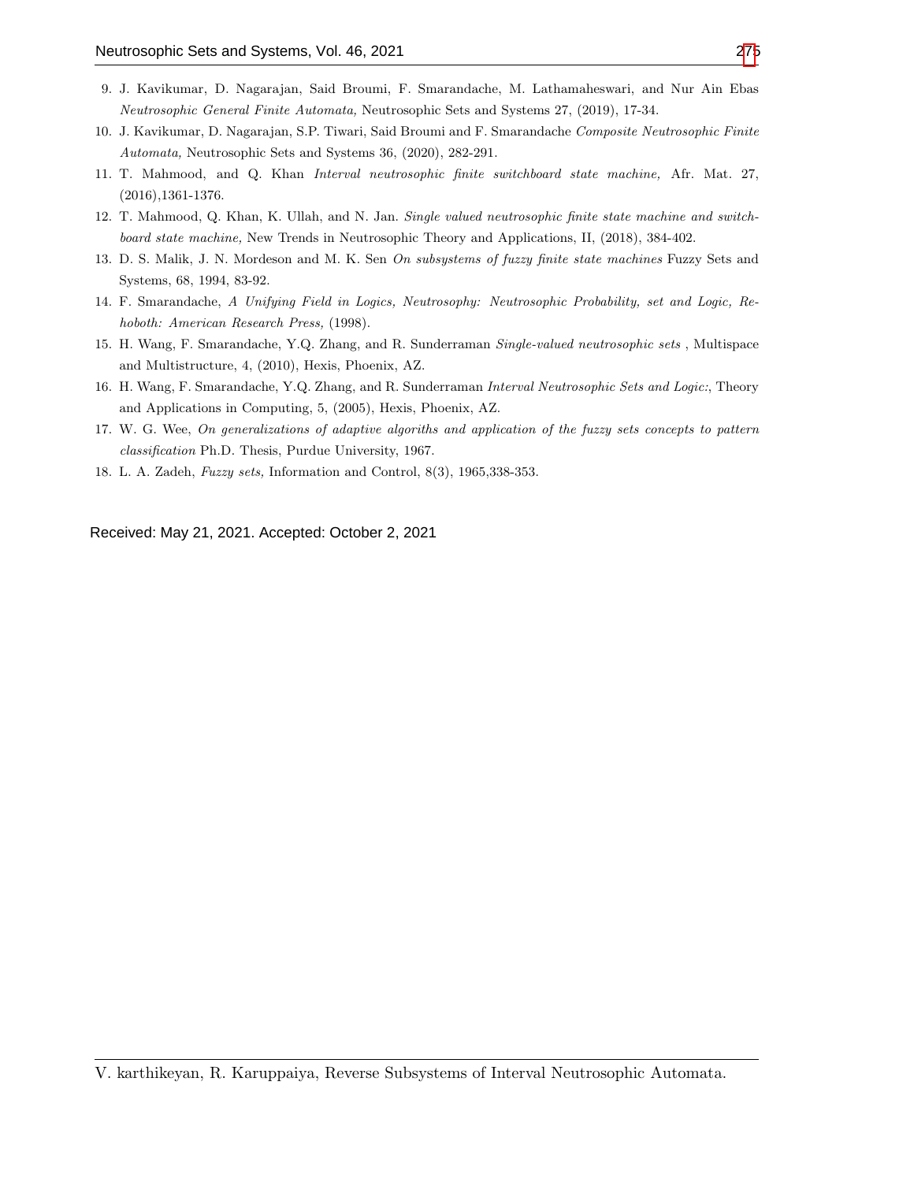9. J. Kavikumar, D. Nagarajan, Said Broumi, F. Smarandache, M. Lathamaheswari, and Nur Ain Ebas *Neutrosophic General Finite Automata,* Neutrosophic Sets and Systems 27, (2019), 17-34.
10. J. Kavikumar, D. Nagarajan, S.P. Tiwari, Said Broumi and F. Smarandache *Composite Neutrosophic Finite Automata,* Neutrosophic Sets and Systems 36, (2020), 282-291.
11. T. Mahmood, and Q. Khan *Interval neutrosophic finite switchboard state machine,* Afr. Mat. 27, (2016),1361-1376.
12. T. Mahmood, Q. Khan, K. Ullah, and N. Jan. *Single valued neutrosophic finite state machine and switchboard state machine,* New Trends in Neutrosophic Theory and Applications, II, (2018), 384-402.
13. D. S. Malik, J. N. Mordeson and M. K. Sen *On subsystems of fuzzy finite state machines* Fuzzy Sets and Systems, 68, 1994, 83-92.
14. F. Smarandache, *A Unifying Field in Logics, Neutrosophy: Neutrosophic Probability, set and Logic, Rehoboth: American Research Press,* (1998).
15. H. Wang, F. Smarandache, Y.Q. Zhang, and R. Sunderraman *Single-valued neutrosophic sets* , Multispace and Multistructure, 4, (2010), Hexis, Phoenix, AZ.
16. H. Wang, F. Smarandache, Y.Q. Zhang, and R. Sunderraman *Interval Neutrosophic Sets and Logic:*, Theory and Applications in Computing, 5, (2005), Hexis, Phoenix, AZ.
17. W. G. Wee, *On generalizations of adaptive algoriths and application of the fuzzy sets concepts to pattern classification* Ph.D. Thesis, Purdue University, 1967.
18. L. A. Zadeh, *Fuzzy sets,* Information and Control, 8(3), 1965,338-353.

Received: May 21, 2021. Accepted: October 2, 2021